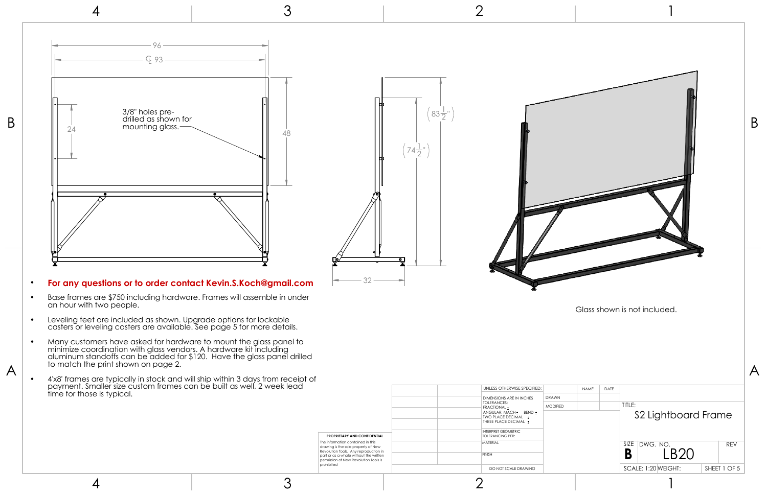- **For any questions or to order contact Kevin.S.Koch@gmail.com**
- Base frames are $750 including hardware. Frames will assemble in under an hour with two people.
- Leveling feet are included as shown. Upgrade options for lockable casters or leveling casters are available. See page 5 for more details.
- Many customers have asked for hardware to mount the glass panel to minimize coordination with glass vendors. A hardware kit including aluminum standoffs can be added for $120. Have the glass panel drilled to match the print shown on page 2.
- 4'x8' frames are typically in stock and will ship within 3 days from receipt of payment. Smaller size custom frames can be built as well, 2 week lead time for those is typical.

3/8" holes pre-drilled as shown for mounting glass.

Dimensions: 96; ℄ 93; 24; 48; 32; (83 1/2"); (74 1/2")

Glass shown is not included.

**PROPRIETARY AND CONFIDENTIAL**

The information contained in this drawing is the sole property of New Revolution Tools. Any reproduction in part or as a whole without the written permission of New Revolution Tools is prohibited

UNLESS OTHERWISE SPECIFIED:
DIMENSIONS ARE IN INCHES
TOLERANCES:
FRACTIONAL ±
ANGULAR: MACH ± BEND ±
TWO PLACE DECIMAL ±
THREE PLACE DECIMAL ±

INTERPRET GEOMETRIC TOLERANCING PER:

MATERIAL

FINISH

DO NOT SCALE DRAWING

| | NAME | DATE |
|---|---|---|
| DRAWN | | |
| MODIFIED | | |

TITLE: S2 Lightboard Frame

| SIZE | DWG. NO. | REV |
|---|---|---|
| B | LB20 | |

SCALE: 1:20 WEIGHT: SHEET 1 OF 5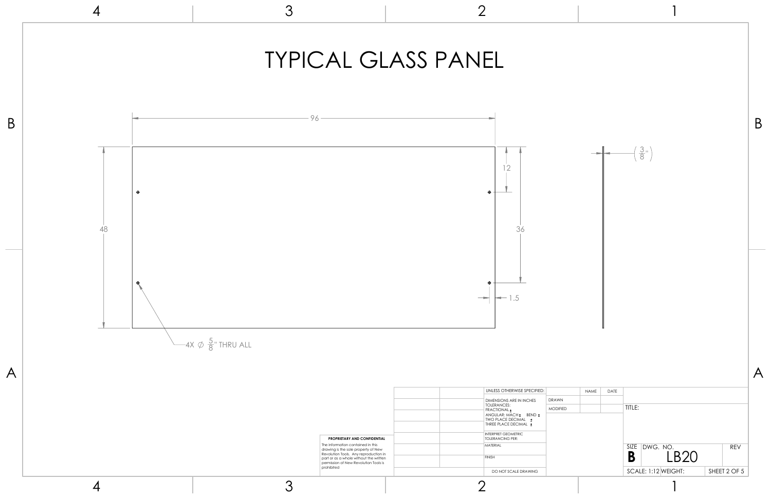# TYPICAL GLASS PANEL

96

48

12

36

1.5

4X ⌀ 5/8" THRU ALL

(3/8")

| UNLESS OTHERWISE SPECIFIED: | | NAME | DATE |
|---|---|---|---|
| DIMENSIONS ARE IN INCHES TOLERANCES: FRACTIONAL ± ANGULAR: MACH ± BEND ± TWO PLACE DECIMAL ± THREE PLACE DECIMAL ± | DRAWN | | |
| | MODIFIED | | |
| INTERPRET GEOMETRIC TOLERANCING PER: | | | |
| MATERIAL | | | |
| FINISH | | | |
| DO NOT SCALE DRAWING | | | |

**PROPRIETARY AND CONFIDENTIAL**

The information contained in this drawing is the sole property of New Revolution Tools. Any reproduction in part or as a whole without the written permission of New Revolution Tools is prohibited

TITLE:

| SIZE | DWG. NO. | REV |
|---|---|---|
| **B** | LB20 | |

SCALE: 1:12 WEIGHT: SHEET 2 OF 5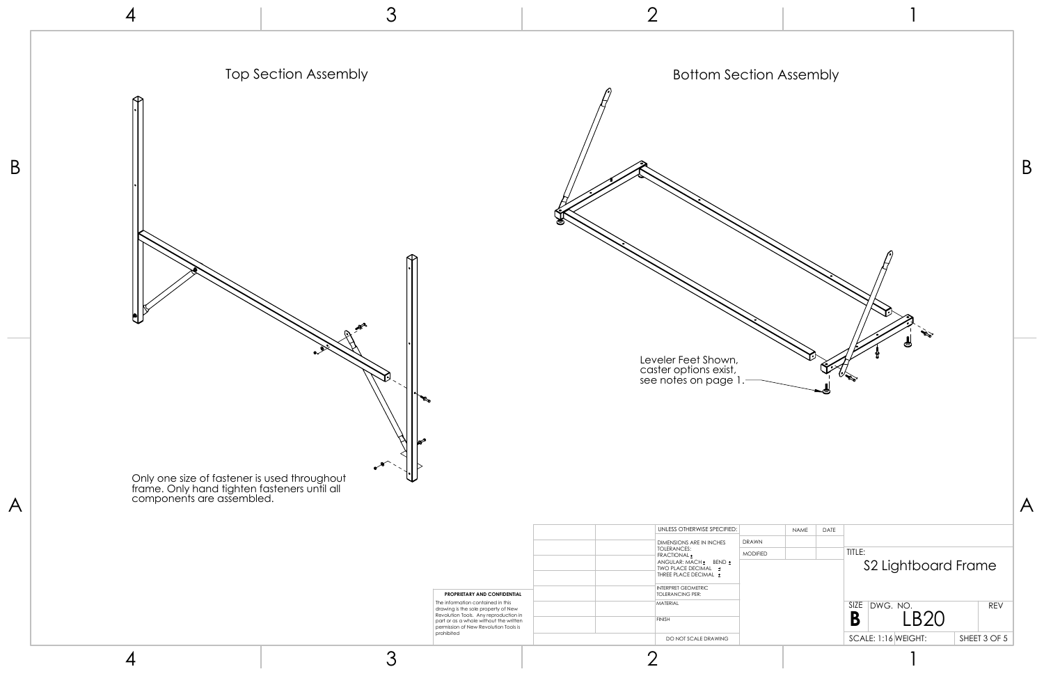## Top Section Assembly

Only one size of fastener is used throughout frame. Only hand tighten fasteners until all components are assembled.

## Bottom Section Assembly

Leveler Feet Shown, caster options exist, see notes on page 1.

**PROPRIETARY AND CONFIDENTIAL**

The information contained in this drawing is the sole property of New Revolution Tools. Any reproduction in part or as a whole without the written permission of New Revolution Tools is prohibited

| UNLESS OTHERWISE SPECIFIED: | | NAME | DATE |
|---|---|---|---|
| DIMENSIONS ARE IN INCHES TOLERANCES: FRACTIONAL ± ANGULAR: MACH ± BEND ± TWO PLACE DECIMAL ± THREE PLACE DECIMAL ± | DRAWN | | |
| | MODIFIED | | |
| INTERPRET GEOMETRIC TOLERANCING PER: | | | |
| MATERIAL | | | |
| FINISH | | | |
| DO NOT SCALE DRAWING | | | |

TITLE: S2 Lightboard Frame

| SIZE | DWG. NO. | REV |
|---|---|---|
| B | LB20 | |

SCALE: 1:16 WEIGHT: SHEET 3 OF 5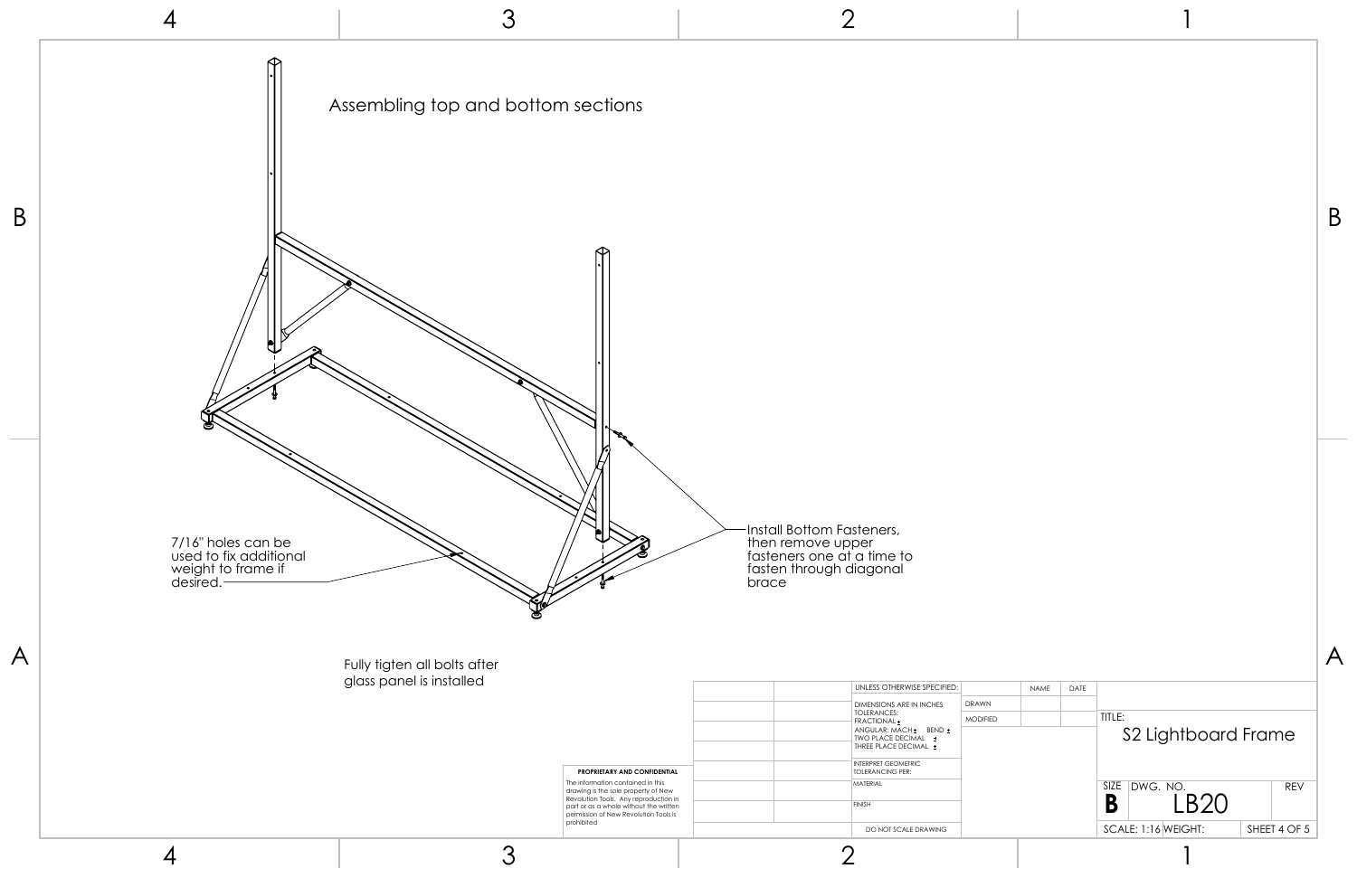# Assembling top and bottom sections

7/16" holes can be used to fix additional weight to frame if desired.

Install Bottom Fasteners, then remove upper fasteners one at a time to fasten through diagonal brace

Fully tigten all bolts after glass panel is installed

**PROPRIETARY AND CONFIDENTIAL**

The information contained in this drawing is the sole property of New Revolution Tools. Any reproduction in part or as a whole without the written permission of New Revolution Tools is prohibited

| UNLESS OTHERWISE SPECIFIED: | | NAME | DATE |
|---|---|---|---|
| DIMENSIONS ARE IN INCHES TOLERANCES: FRACTIONAL ± ANGULAR: MACH ± BEND ± TWO PLACE DECIMAL ± THREE PLACE DECIMAL ± | DRAWN | | |
| | MODIFIED | | |
| INTERPRET GEOMETRIC TOLERANCING PER: | | | |
| MATERIAL | | | |
| FINISH | | | |
| DO NOT SCALE DRAWING | | | |

TITLE: S2 Lightboard Frame

| SIZE | DWG. NO. | REV |
|---|---|---|
| B | LB20 | |
| SCALE: 1:16 | WEIGHT: | SHEET 4 OF 5 |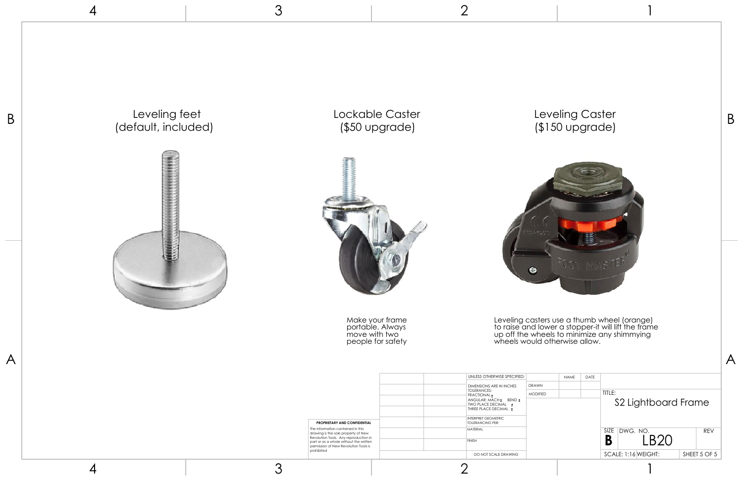Leveling feet
(default, included)

Lockable Caster
($50 upgrade)

Leveling Caster
($150 upgrade)

Make your frame portable. Always move with two people for safety

Leveling casters use a thumb wheel (orange) to raise and lower a stopper-it will lift the frame up off the wheels to minimize any shimmying wheels would otherwise allow.

**PROPRIETARY AND CONFIDENTIAL**

The information contained in this drawing is the sole property of New Revolution Tools. Any reproduction in part or as a whole without the written permission of New Revolution Tools is prohibited

UNLESS OTHERWISE SPECIFIED:
DIMENSIONS ARE IN INCHES
TOLERANCES:
FRACTIONAL ±
ANGULAR: MACH ± BEND ±
TWO PLACE DECIMAL ±
THREE PLACE DECIMAL ±

INTERPRET GEOMETRIC TOLERANCING PER:

MATERIAL

FINISH

DO NOT SCALE DRAWING

| | NAME | DATE |
|---|---|---|
| DRAWN | | |
| MODIFIED | | |

TITLE: S2 Lightboard Frame

| SIZE | DWG. NO. | REV |
|---|---|---|
| B | LB20 | |

SCALE: 1:16 WEIGHT: SHEET 5 OF 5